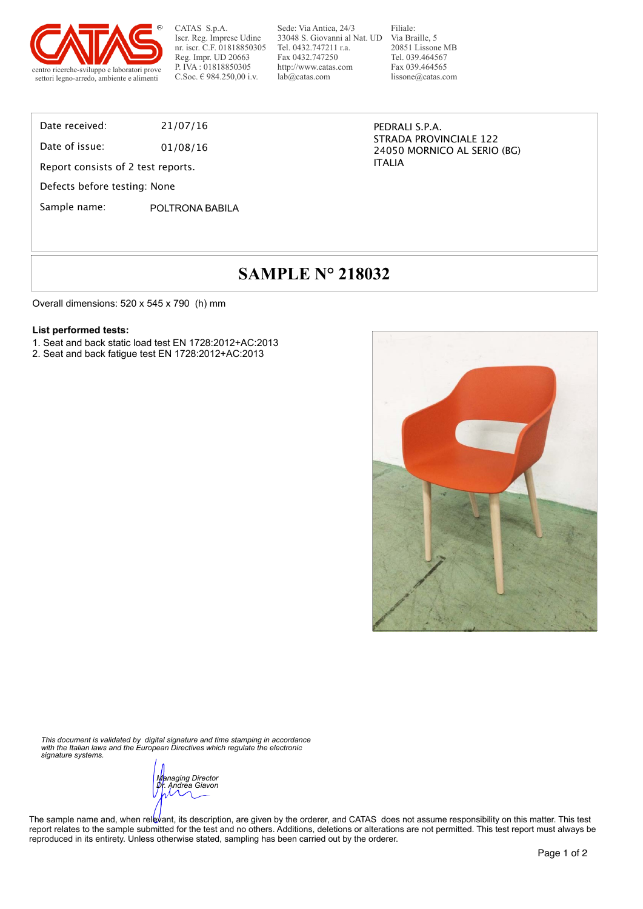CATAS S.p.A.
Iscr. Reg. Imprese Udine
nr. iscr. C.F. 01818850305
Reg. Impr. UD 20663
P. IVA : 01818850305
C.Soc. € 984.250,00 i.v.

Sede: Via Antica, 24/3
33048 S. Giovanni al Nat. UD
Tel. 0432.747211 r.a.
Fax 0432.747250
http://www.catas.com
lab@catas.com

Filiale:
Via Braille, 5
20851 Lissone MB
Tel. 039.464567
Fax 039.464565
lissone@catas.com

centro ricerche-sviluppo e laboratori prove
settori legno-arredo, ambiente e alimenti

Date received: 21/07/16

Date of issue: 01/08/16

Report consists of 2 test reports.

Defects before testing: None

Sample name: POLTRONA BABILA

PEDRALI S.P.A.
STRADA PROVINCIALE 122
24050 MORNICO AL SERIO (BG)
ITALIA

# SAMPLE N° 218032

Overall dimensions: 520 x 545 x 790 (h) mm

**List performed tests:**

1. Seat and back static load test EN 1728:2012+AC:2013
2. Seat and back fatigue test EN 1728:2012+AC:2013

*This document is validated by digital signature and time stamping in accordance with the Italian laws and the European Directives which regulate the electronic signature systems.*

*Managing Director*
*Dr. Andrea Giavon*

The sample name and, when relevant, its description, are given by the orderer, and CATAS does not assume responsibility on this matter. This test report relates to the sample submitted for the test and no others. Additions, deletions or alterations are not permitted. This test report must always be reproduced in its entirety. Unless otherwise stated, sampling has been carried out by the orderer.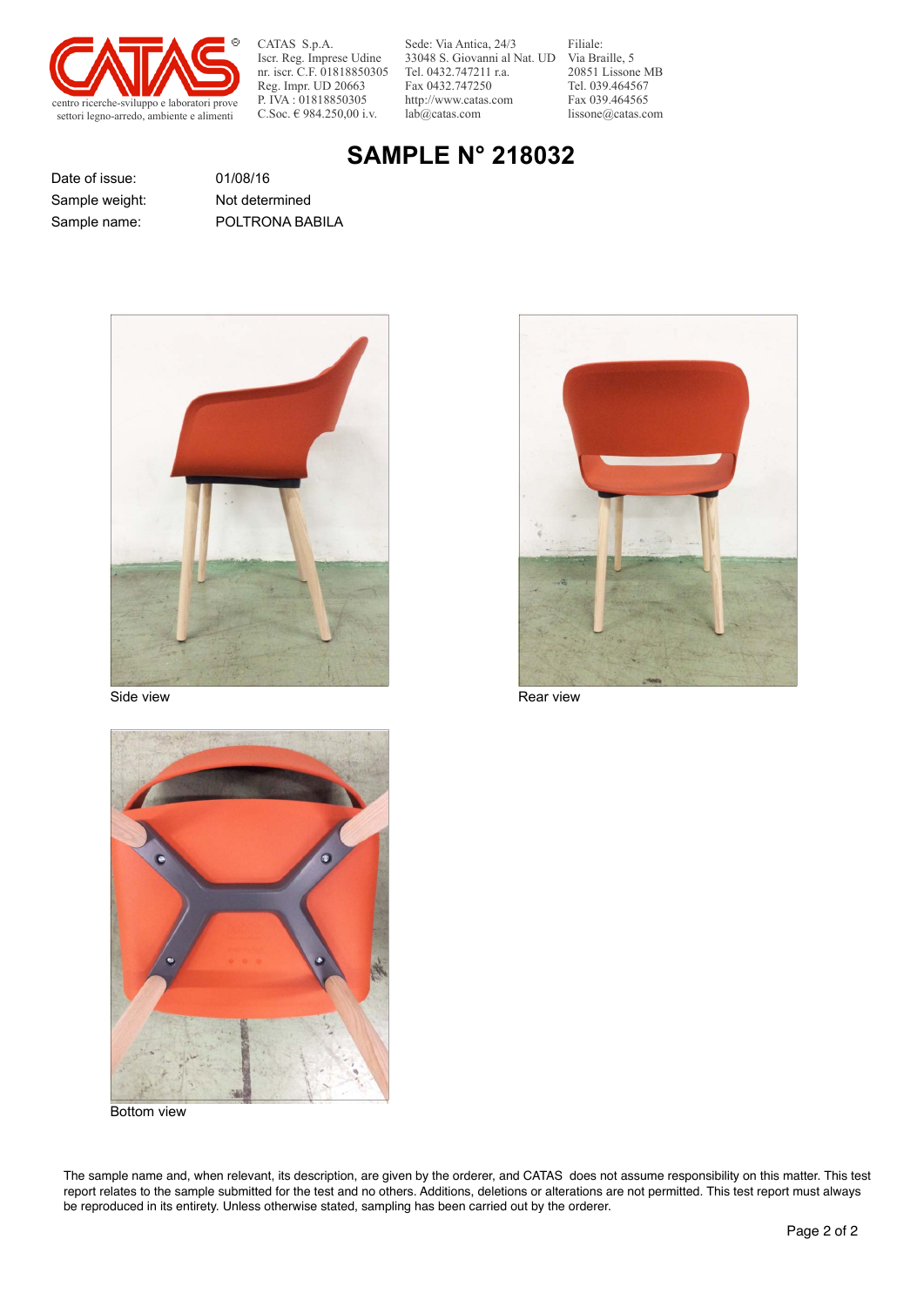CATAS S.p.A.
Iscr. Reg. Imprese Udine
nr. iscr. C.F. 01818850305
Reg. Impr. UD 20663
P. IVA : 01818850305
C.Soc. € 984.250,00 i.v.

Sede: Via Antica, 24/3
33048 S. Giovanni al Nat. UD
Tel. 0432.747211 r.a.
Fax 0432.747250
http://www.catas.com
lab@catas.com

Filiale:
Via Braille, 5
20851 Lissone MB
Tel. 039.464567
Fax 039.464565
lissone@catas.com

centro ricerche-sviluppo e laboratori prove
settori legno-arredo, ambiente e alimenti

# SAMPLE N° 218032

| | |
|---|---|
| Date of issue: | 01/08/16 |
| Sample weight: | Not determined |
| Sample name: | POLTRONA BABILA |

Side view

Rear view

Bottom view

The sample name and, when relevant, its description, are given by the orderer, and CATAS does not assume responsibility on this matter. This test report relates to the sample submitted for the test and no others. Additions, deletions or alterations are not permitted. This test report must always be reproduced in its entirety. Unless otherwise stated, sampling has been carried out by the orderer.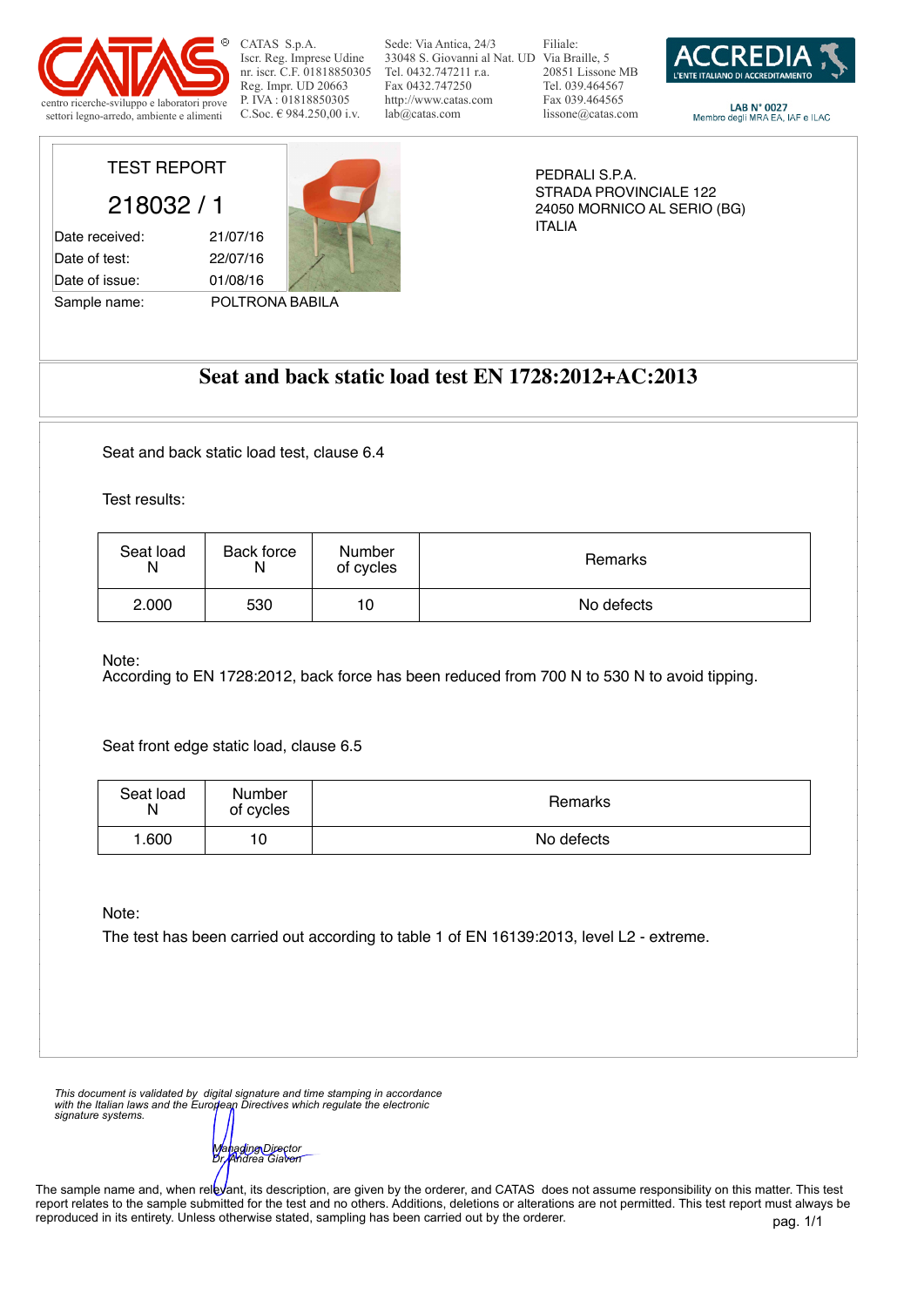CATAS S.p.A.
Iscr. Reg. Imprese Udine
nr. iscr. C.F. 01818850305
Reg. Impr. UD 20663
P. IVA : 01818850305
C.Soc. € 984.250,00 i.v.

Sede: Via Antica, 24/3
33048 S. Giovanni al Nat. UD
Tel. 0432.747211 r.a.
Fax 0432.747250
http://www.catas.com
lab@catas.com

Filiale:
Via Braille, 5
20851 Lissone MB
Tel. 039.464567
Fax 039.464565
lissone@catas.com

centro ricerche-sviluppo e laboratori prove settori legno-arredo, ambiente e alimenti

ACCREDIA L'ENTE ITALIANO DI ACCREDITAMENTO
LAB N° 0027
Membro degli MRA EA, IAF e ILAC

TEST REPORT

218032 / 1

| | |
|---|---|
| Date received: | 21/07/16 |
| Date of test: | 22/07/16 |
| Date of issue: | 01/08/16 |
| Sample name: | POLTRONA BABILA |

PEDRALI S.P.A.
STRADA PROVINCIALE 122
24050 MORNICO AL SERIO (BG)
ITALIA

# Seat and back static load test EN 1728:2012+AC:2013

Seat and back static load test, clause 6.4

Test results:

| Seat load N | Back force N | Number of cycles | Remarks |
|---|---|---|---|
| 2.000 | 530 | 10 | No defects |

Note:
According to EN 1728:2012, back force has been reduced from 700 N to 530 N to avoid tipping.

Seat front edge static load, clause 6.5

| Seat load N | Number of cycles | Remarks |
|---|---|---|
| 1.600 | 10 | No defects |

Note:
The test has been carried out according to table 1 of EN 16139:2013, level L2 - extreme.

*This document is validated by digital signature and time stamping in accordance with the Italian laws and the European Directives which regulate the electronic signature systems.*

*Managing Director*
*Dr. Andrea Giavon*

The sample name and, when relevant, its description, are given by the orderer, and CATAS does not assume responsibility on this matter. This test report relates to the sample submitted for the test and no others. Additions, deletions or alterations are not permitted. This test report must always be reproduced in its entirety. Unless otherwise stated, sampling has been carried out by the orderer.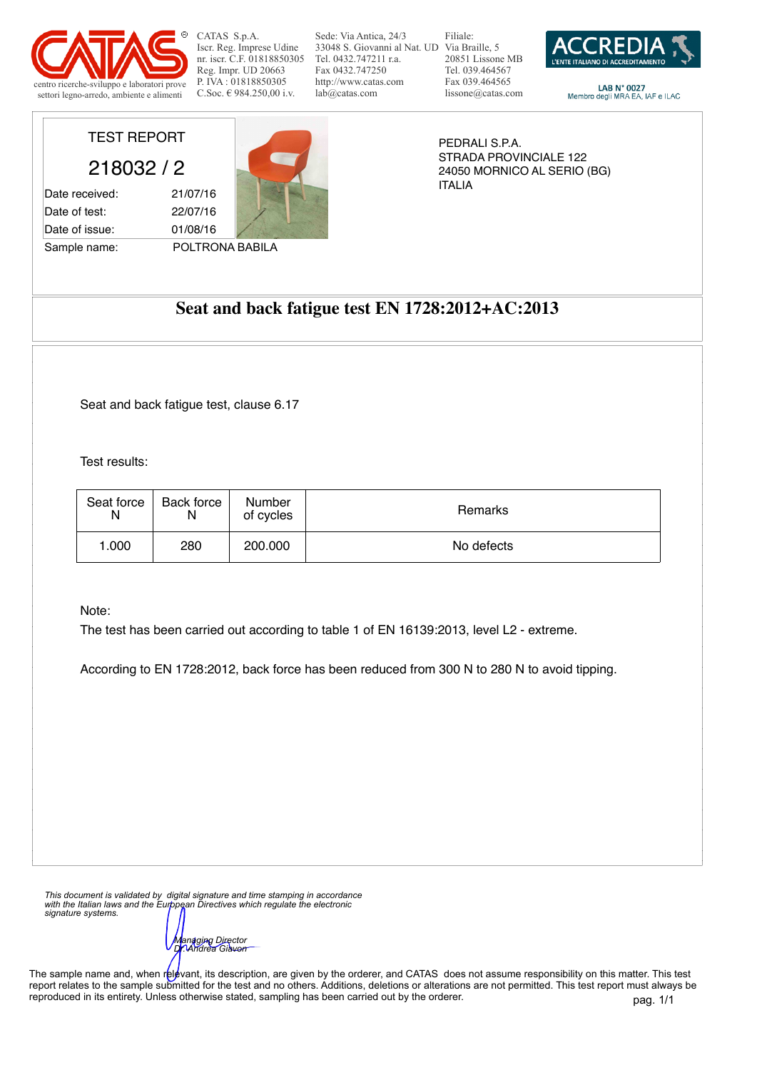CATAS S.p.A.
Iscr. Reg. Imprese Udine
nr. iscr. C.F. 01818850305
Reg. Impr. UD 20663
P. IVA : 01818850305
C.Soc. € 984.250,00 i.v.

Sede: Via Antica, 24/3
33048 S. Giovanni al Nat. UD
Tel. 0432.747211 r.a.
Fax 0432.747250
http://www.catas.com
lab@catas.com

Filiale:
Via Braille, 5
20851 Lissone MB
Tel. 039.464567
Fax 039.464565
lissone@catas.com

centro ricerche-sviluppo e laboratori prove
settori legno-arredo, ambiente e alimenti

ACCREDIA L'ENTE ITALIANO DI ACCREDITAMENTO
LAB N° 0027
Membro degli MRA EA, IAF e ILAC

TEST REPORT

218032 / 2

| | |
|---|---|
| Date received: | 21/07/16 |
| Date of test: | 22/07/16 |
| Date of issue: | 01/08/16 |
| Sample name: | POLTRONA BABILA |

PEDRALI S.P.A.
STRADA PROVINCIALE 122
24050 MORNICO AL SERIO (BG)
ITALIA

# Seat and back fatigue test EN 1728:2012+AC:2013

Seat and back fatigue test, clause 6.17

Test results:

| Seat force N | Back force N | Number of cycles | Remarks |
|---|---|---|---|
| 1.000 | 280 | 200.000 | No defects |

Note:
The test has been carried out according to table 1 of EN 16139:2013, level L2 - extreme.

According to EN 1728:2012, back force has been reduced from 300 N to 280 N to avoid tipping.

*This document is validated by digital signature and time stamping in accordance with the Italian laws and the European Directives which regulate the electronic signature systems.*

*Managing Director*
*Dr. Andrea Giavon*

The sample name and, when relevant, its description, are given by the orderer, and CATAS does not assume responsibility on this matter. This test report relates to the sample submitted for the test and no others. Additions, deletions or alterations are not permitted. This test report must always be reproduced in its entirety. Unless otherwise stated, sampling has been carried out by the orderer.